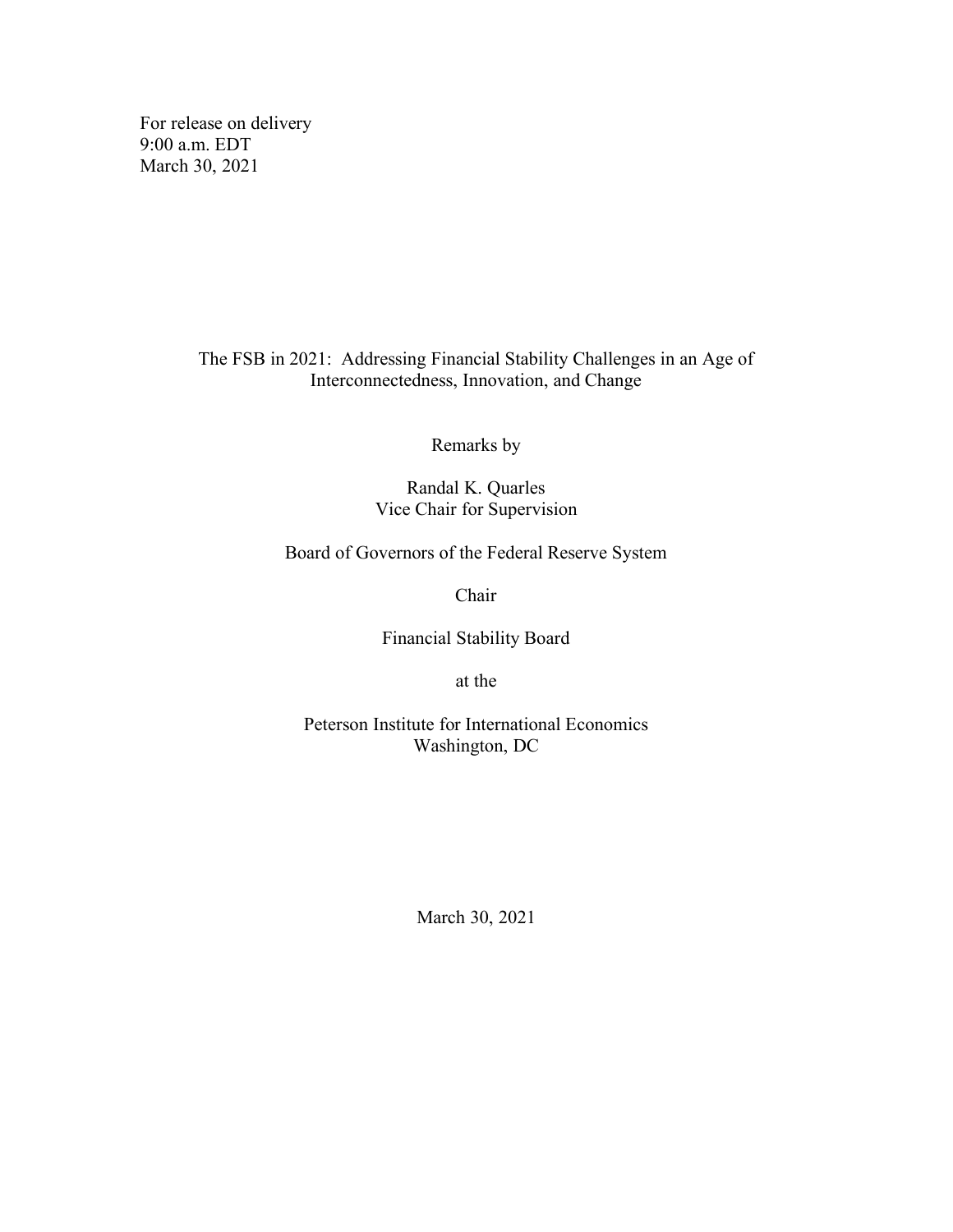For release on delivery
9:00 a.m. EDT
March 30, 2021

# The FSB in 2021: Addressing Financial Stability Challenges in an Age of Interconnectedness, Innovation, and Change

Remarks by

Randal K. Quarles
Vice Chair for Supervision

Board of Governors of the Federal Reserve System

Chair

Financial Stability Board

at the

Peterson Institute for International Economics
Washington, DC

March 30, 2021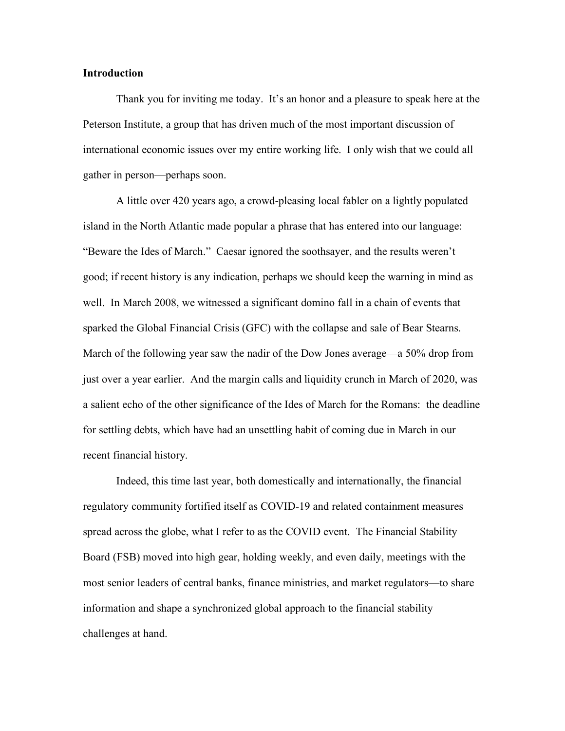**Introduction**

Thank you for inviting me today. It's an honor and a pleasure to speak here at the Peterson Institute, a group that has driven much of the most important discussion of international economic issues over my entire working life. I only wish that we could all gather in person—perhaps soon.

A little over 420 years ago, a crowd-pleasing local fabler on a lightly populated island in the North Atlantic made popular a phrase that has entered into our language: "Beware the Ides of March." Caesar ignored the soothsayer, and the results weren't good; if recent history is any indication, perhaps we should keep the warning in mind as well. In March 2008, we witnessed a significant domino fall in a chain of events that sparked the Global Financial Crisis (GFC) with the collapse and sale of Bear Stearns. March of the following year saw the nadir of the Dow Jones average—a 50% drop from just over a year earlier. And the margin calls and liquidity crunch in March of 2020, was a salient echo of the other significance of the Ides of March for the Romans: the deadline for settling debts, which have had an unsettling habit of coming due in March in our recent financial history.

Indeed, this time last year, both domestically and internationally, the financial regulatory community fortified itself as COVID-19 and related containment measures spread across the globe, what I refer to as the COVID event. The Financial Stability Board (FSB) moved into high gear, holding weekly, and even daily, meetings with the most senior leaders of central banks, finance ministries, and market regulators—to share information and shape a synchronized global approach to the financial stability challenges at hand.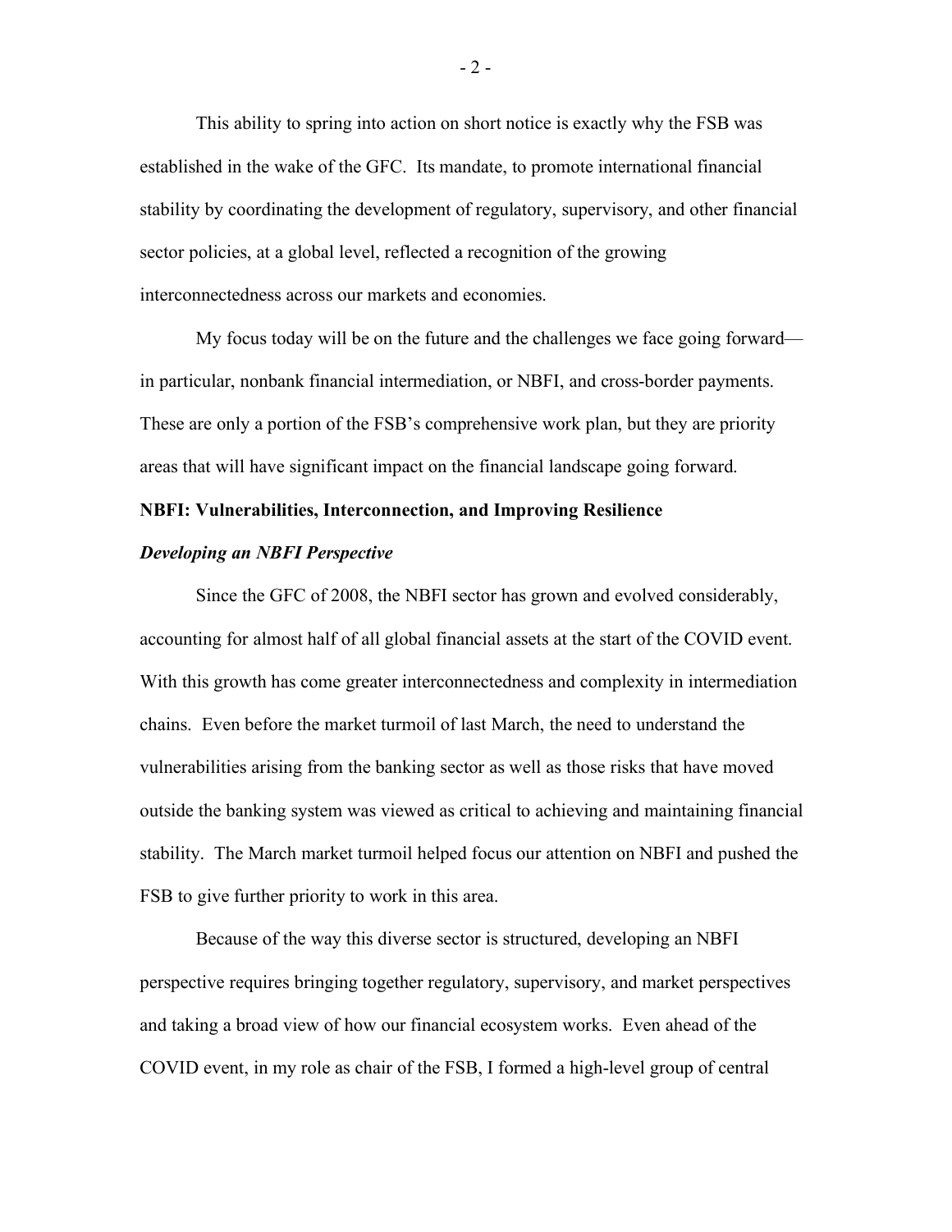This ability to spring into action on short notice is exactly why the FSB was established in the wake of the GFC. Its mandate, to promote international financial stability by coordinating the development of regulatory, supervisory, and other financial sector policies, at a global level, reflected a recognition of the growing interconnectedness across our markets and economies.

My focus today will be on the future and the challenges we face going forward—in particular, nonbank financial intermediation, or NBFI, and cross-border payments. These are only a portion of the FSB's comprehensive work plan, but they are priority areas that will have significant impact on the financial landscape going forward.

**NBFI: Vulnerabilities, Interconnection, and Improving Resilience**

***Developing an NBFI Perspective***

Since the GFC of 2008, the NBFI sector has grown and evolved considerably, accounting for almost half of all global financial assets at the start of the COVID event. With this growth has come greater interconnectedness and complexity in intermediation chains. Even before the market turmoil of last March, the need to understand the vulnerabilities arising from the banking sector as well as those risks that have moved outside the banking system was viewed as critical to achieving and maintaining financial stability. The March market turmoil helped focus our attention on NBFI and pushed the FSB to give further priority to work in this area.

Because of the way this diverse sector is structured, developing an NBFI perspective requires bringing together regulatory, supervisory, and market perspectives and taking a broad view of how our financial ecosystem works. Even ahead of the COVID event, in my role as chair of the FSB, I formed a high-level group of central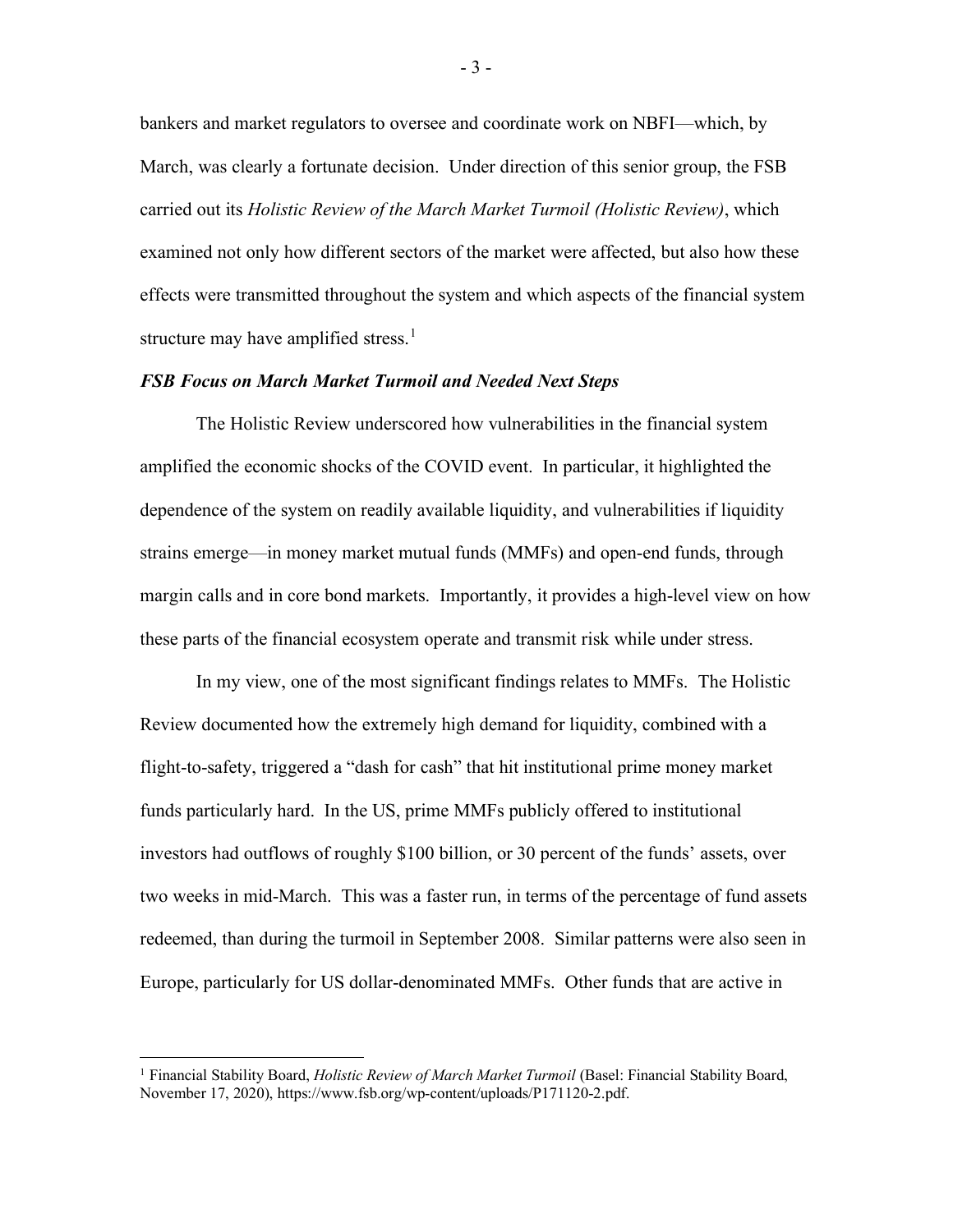bankers and market regulators to oversee and coordinate work on NBFI—which, by March, was clearly a fortunate decision. Under direction of this senior group, the FSB carried out its *Holistic Review of the March Market Turmoil (Holistic Review)*, which examined not only how different sectors of the market were affected, but also how these effects were transmitted throughout the system and which aspects of the financial system structure may have amplified stress.[1]

### *FSB Focus on March Market Turmoil and Needed Next Steps*

The Holistic Review underscored how vulnerabilities in the financial system amplified the economic shocks of the COVID event. In particular, it highlighted the dependence of the system on readily available liquidity, and vulnerabilities if liquidity strains emerge—in money market mutual funds (MMFs) and open-end funds, through margin calls and in core bond markets. Importantly, it provides a high-level view on how these parts of the financial ecosystem operate and transmit risk while under stress.

In my view, one of the most significant findings relates to MMFs. The Holistic Review documented how the extremely high demand for liquidity, combined with a flight-to-safety, triggered a "dash for cash" that hit institutional prime money market funds particularly hard. In the US, prime MMFs publicly offered to institutional investors had outflows of roughly $100 billion, or 30 percent of the funds' assets, over two weeks in mid-March. This was a faster run, in terms of the percentage of fund assets redeemed, than during the turmoil in September 2008. Similar patterns were also seen in Europe, particularly for US dollar-denominated MMFs. Other funds that are active in

[1] Financial Stability Board, *Holistic Review of March Market Turmoil* (Basel: Financial Stability Board, November 17, 2020), https://www.fsb.org/wp-content/uploads/P171120-2.pdf.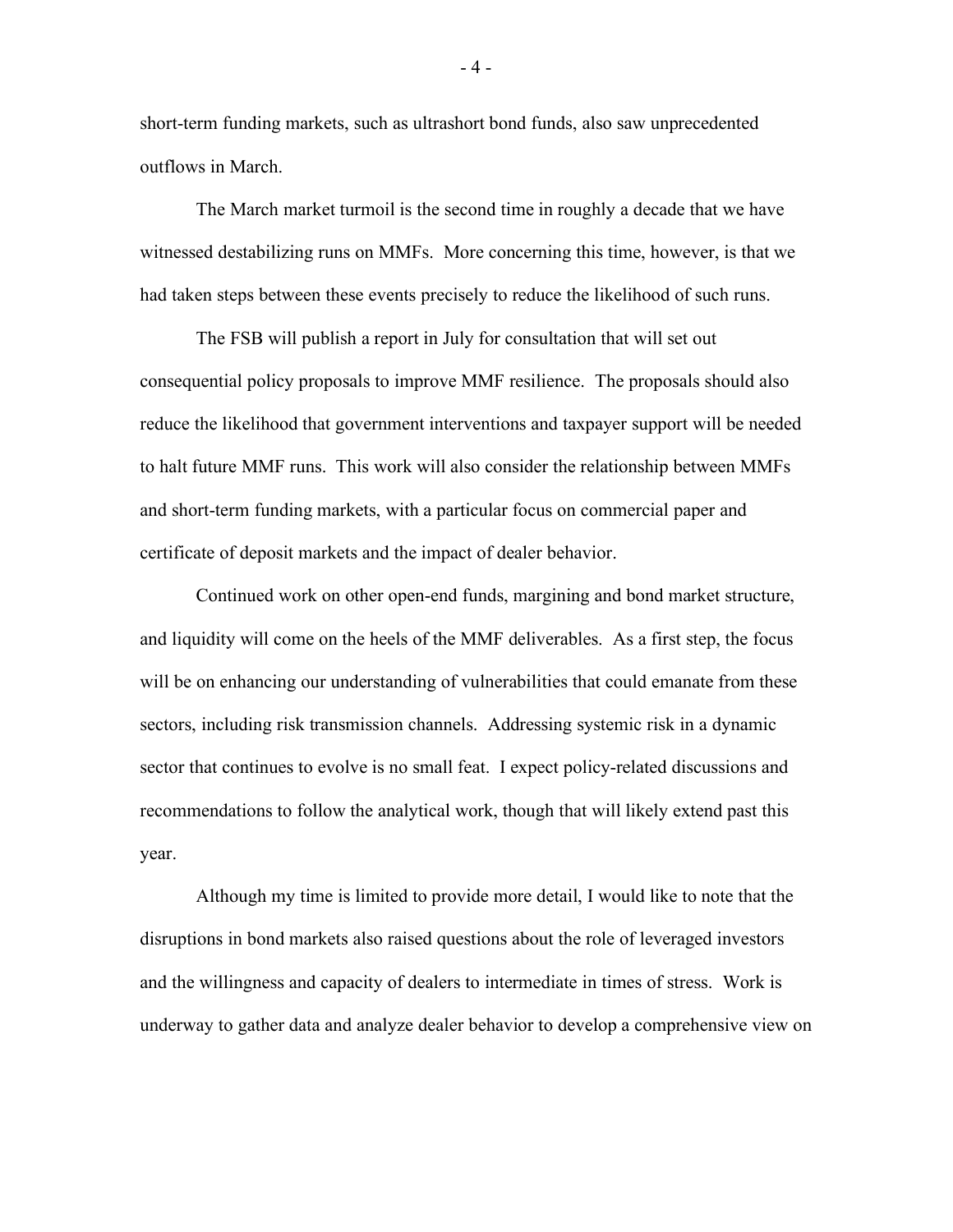short-term funding markets, such as ultrashort bond funds, also saw unprecedented outflows in March.

The March market turmoil is the second time in roughly a decade that we have witnessed destabilizing runs on MMFs. More concerning this time, however, is that we had taken steps between these events precisely to reduce the likelihood of such runs.

The FSB will publish a report in July for consultation that will set out consequential policy proposals to improve MMF resilience. The proposals should also reduce the likelihood that government interventions and taxpayer support will be needed to halt future MMF runs. This work will also consider the relationship between MMFs and short-term funding markets, with a particular focus on commercial paper and certificate of deposit markets and the impact of dealer behavior.

Continued work on other open-end funds, margining and bond market structure, and liquidity will come on the heels of the MMF deliverables. As a first step, the focus will be on enhancing our understanding of vulnerabilities that could emanate from these sectors, including risk transmission channels. Addressing systemic risk in a dynamic sector that continues to evolve is no small feat. I expect policy-related discussions and recommendations to follow the analytical work, though that will likely extend past this year.

Although my time is limited to provide more detail, I would like to note that the disruptions in bond markets also raised questions about the role of leveraged investors and the willingness and capacity of dealers to intermediate in times of stress. Work is underway to gather data and analyze dealer behavior to develop a comprehensive view on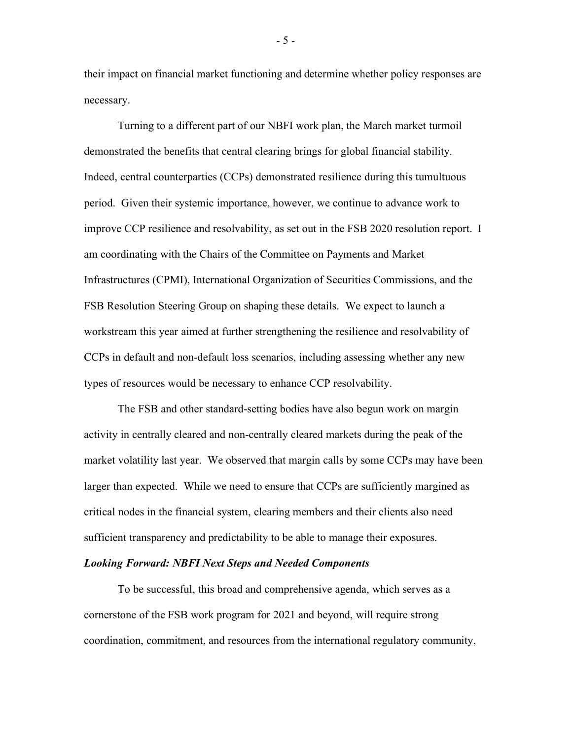their impact on financial market functioning and determine whether policy responses are necessary.

Turning to a different part of our NBFI work plan, the March market turmoil demonstrated the benefits that central clearing brings for global financial stability. Indeed, central counterparties (CCPs) demonstrated resilience during this tumultuous period. Given their systemic importance, however, we continue to advance work to improve CCP resilience and resolvability, as set out in the FSB 2020 resolution report. I am coordinating with the Chairs of the Committee on Payments and Market Infrastructures (CPMI), International Organization of Securities Commissions, and the FSB Resolution Steering Group on shaping these details. We expect to launch a workstream this year aimed at further strengthening the resilience and resolvability of CCPs in default and non-default loss scenarios, including assessing whether any new types of resources would be necessary to enhance CCP resolvability.

The FSB and other standard-setting bodies have also begun work on margin activity in centrally cleared and non-centrally cleared markets during the peak of the market volatility last year. We observed that margin calls by some CCPs may have been larger than expected. While we need to ensure that CCPs are sufficiently margined as critical nodes in the financial system, clearing members and their clients also need sufficient transparency and predictability to be able to manage their exposures.

***Looking Forward: NBFI Next Steps and Needed Components***

To be successful, this broad and comprehensive agenda, which serves as a cornerstone of the FSB work program for 2021 and beyond, will require strong coordination, commitment, and resources from the international regulatory community,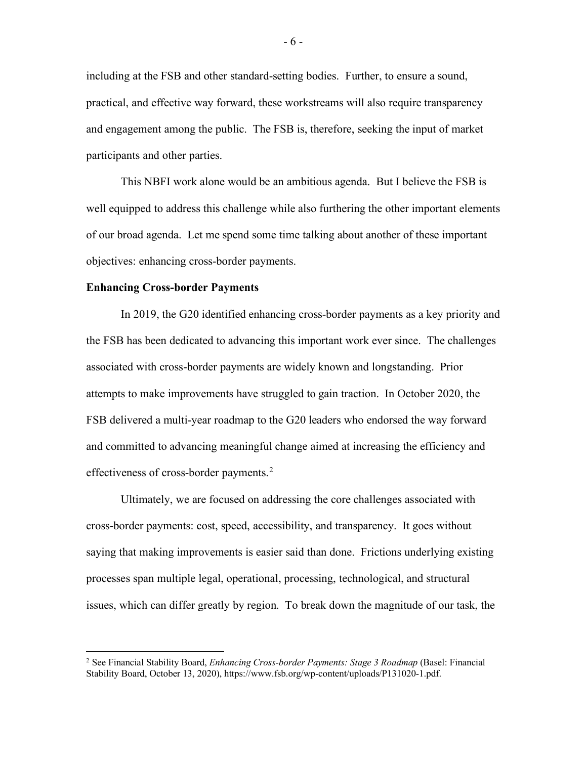including at the FSB and other standard-setting bodies. Further, to ensure a sound, practical, and effective way forward, these workstreams will also require transparency and engagement among the public. The FSB is, therefore, seeking the input of market participants and other parties.

This NBFI work alone would be an ambitious agenda. But I believe the FSB is well equipped to address this challenge while also furthering the other important elements of our broad agenda. Let me spend some time talking about another of these important objectives: enhancing cross-border payments.

**Enhancing Cross-border Payments**

In 2019, the G20 identified enhancing cross-border payments as a key priority and the FSB has been dedicated to advancing this important work ever since. The challenges associated with cross-border payments are widely known and longstanding. Prior attempts to make improvements have struggled to gain traction. In October 2020, the FSB delivered a multi-year roadmap to the G20 leaders who endorsed the way forward and committed to advancing meaningful change aimed at increasing the efficiency and effectiveness of cross-border payments.[2]

Ultimately, we are focused on addressing the core challenges associated with cross-border payments: cost, speed, accessibility, and transparency. It goes without saying that making improvements is easier said than done. Frictions underlying existing processes span multiple legal, operational, processing, technological, and structural issues, which can differ greatly by region. To break down the magnitude of our task, the

---

[2] See Financial Stability Board, *Enhancing Cross-border Payments: Stage 3 Roadmap* (Basel: Financial Stability Board, October 13, 2020), https://www.fsb.org/wp-content/uploads/P131020-1.pdf.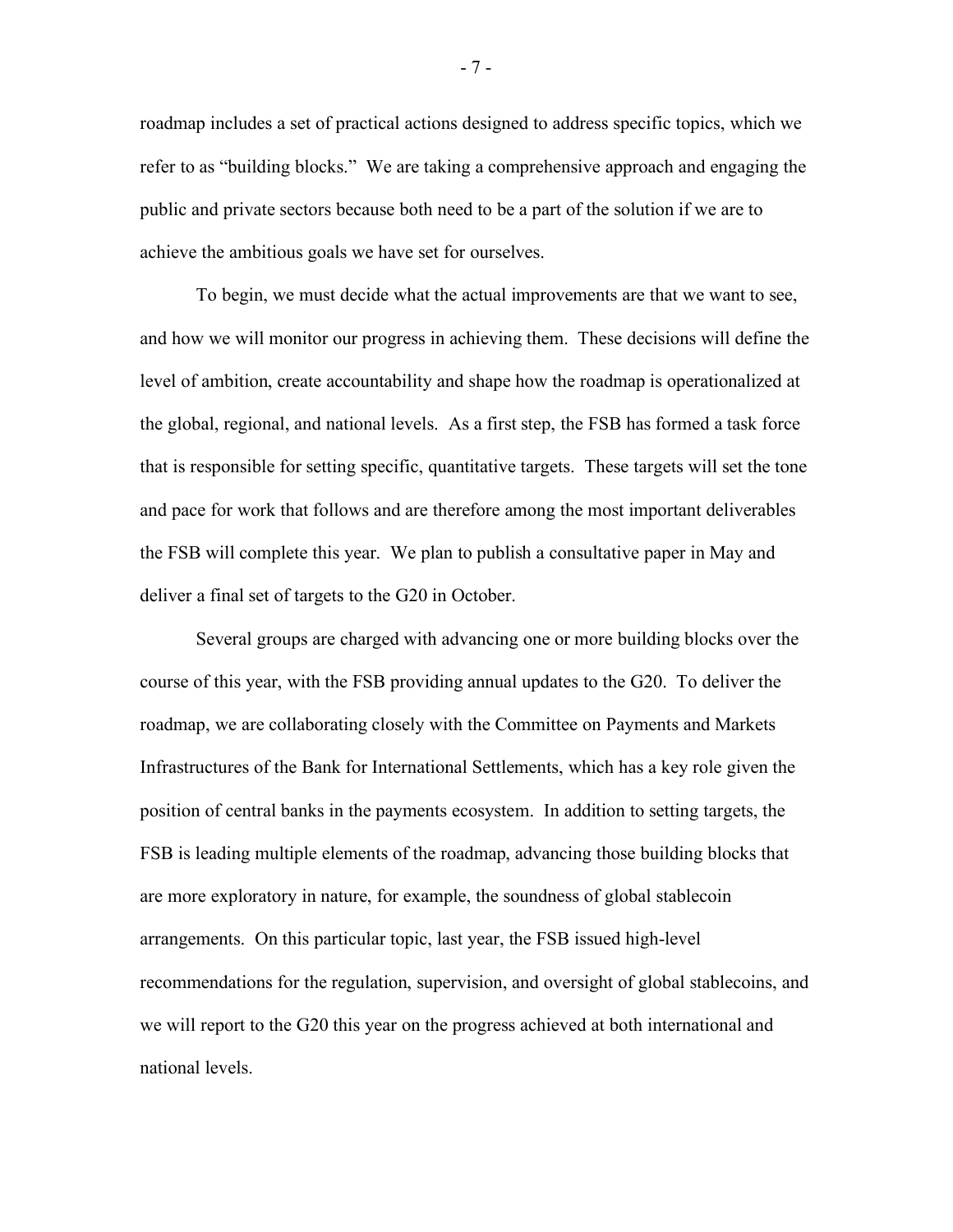roadmap includes a set of practical actions designed to address specific topics, which we refer to as "building blocks." We are taking a comprehensive approach and engaging the public and private sectors because both need to be a part of the solution if we are to achieve the ambitious goals we have set for ourselves.

To begin, we must decide what the actual improvements are that we want to see, and how we will monitor our progress in achieving them. These decisions will define the level of ambition, create accountability and shape how the roadmap is operationalized at the global, regional, and national levels. As a first step, the FSB has formed a task force that is responsible for setting specific, quantitative targets. These targets will set the tone and pace for work that follows and are therefore among the most important deliverables the FSB will complete this year. We plan to publish a consultative paper in May and deliver a final set of targets to the G20 in October.

Several groups are charged with advancing one or more building blocks over the course of this year, with the FSB providing annual updates to the G20. To deliver the roadmap, we are collaborating closely with the Committee on Payments and Markets Infrastructures of the Bank for International Settlements, which has a key role given the position of central banks in the payments ecosystem. In addition to setting targets, the FSB is leading multiple elements of the roadmap, advancing those building blocks that are more exploratory in nature, for example, the soundness of global stablecoin arrangements. On this particular topic, last year, the FSB issued high-level recommendations for the regulation, supervision, and oversight of global stablecoins, and we will report to the G20 this year on the progress achieved at both international and national levels.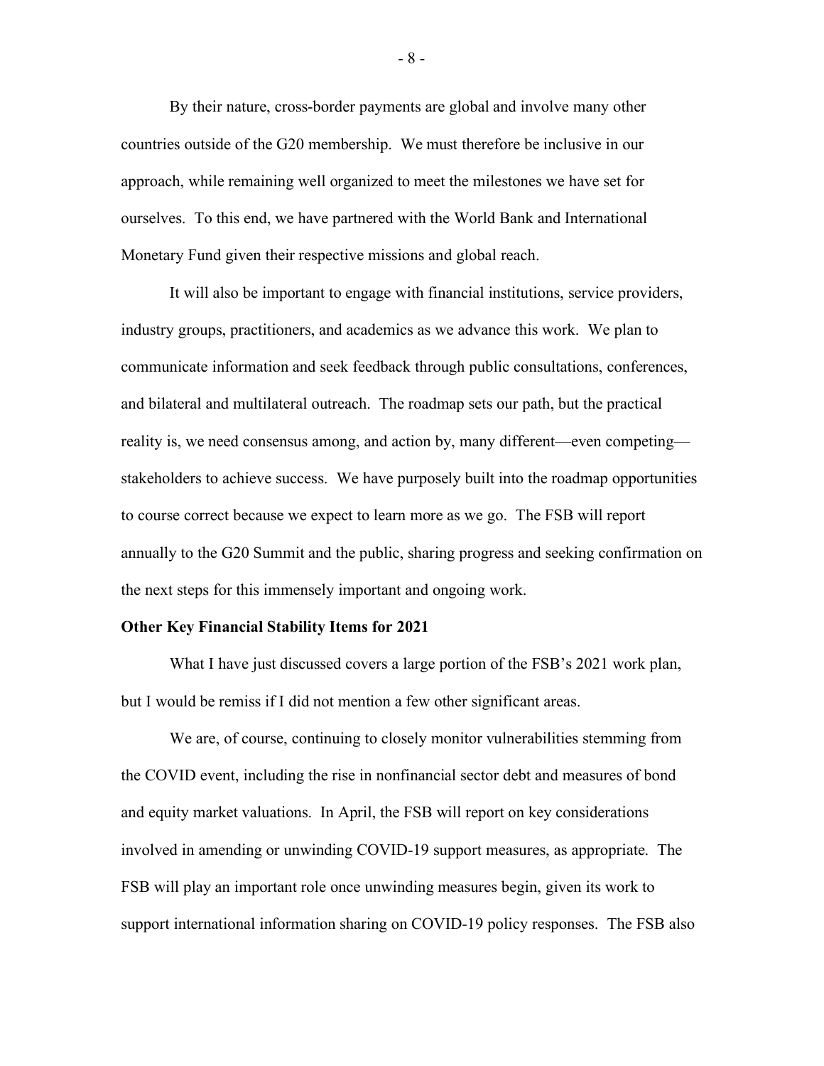By their nature, cross-border payments are global and involve many other countries outside of the G20 membership. We must therefore be inclusive in our approach, while remaining well organized to meet the milestones we have set for ourselves. To this end, we have partnered with the World Bank and International Monetary Fund given their respective missions and global reach.

It will also be important to engage with financial institutions, service providers, industry groups, practitioners, and academics as we advance this work. We plan to communicate information and seek feedback through public consultations, conferences, and bilateral and multilateral outreach. The roadmap sets our path, but the practical reality is, we need consensus among, and action by, many different—even competing—stakeholders to achieve success. We have purposely built into the roadmap opportunities to course correct because we expect to learn more as we go. The FSB will report annually to the G20 Summit and the public, sharing progress and seeking confirmation on the next steps for this immensely important and ongoing work.

**Other Key Financial Stability Items for 2021**

What I have just discussed covers a large portion of the FSB's 2021 work plan, but I would be remiss if I did not mention a few other significant areas.

We are, of course, continuing to closely monitor vulnerabilities stemming from the COVID event, including the rise in nonfinancial sector debt and measures of bond and equity market valuations. In April, the FSB will report on key considerations involved in amending or unwinding COVID-19 support measures, as appropriate. The FSB will play an important role once unwinding measures begin, given its work to support international information sharing on COVID-19 policy responses. The FSB also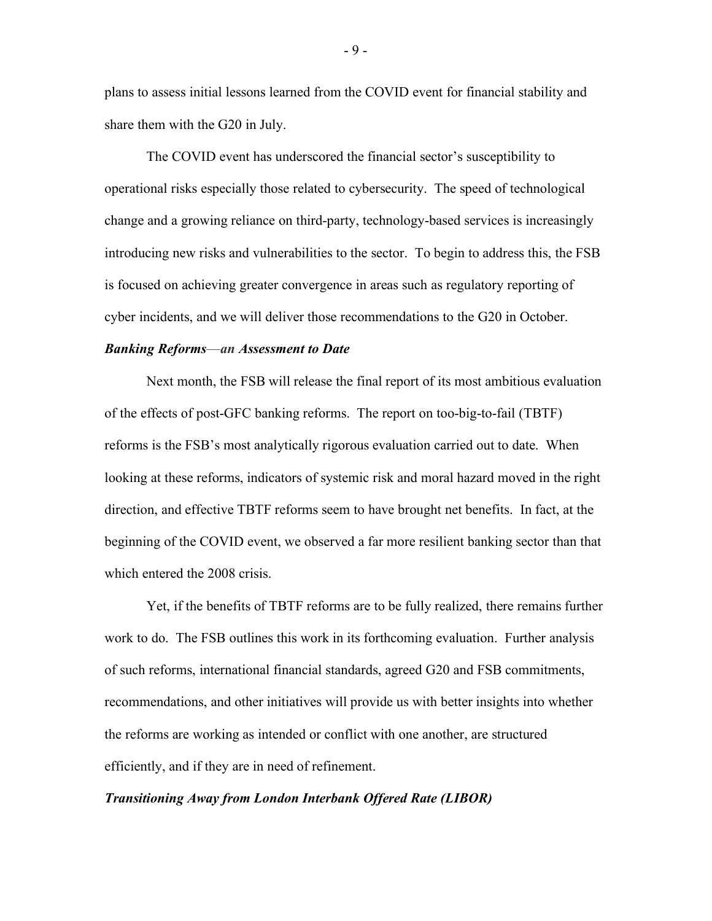plans to assess initial lessons learned from the COVID event for financial stability and share them with the G20 in July.

The COVID event has underscored the financial sector's susceptibility to operational risks especially those related to cybersecurity. The speed of technological change and a growing reliance on third-party, technology-based services is increasingly introducing new risks and vulnerabilities to the sector. To begin to address this, the FSB is focused on achieving greater convergence in areas such as regulatory reporting of cyber incidents, and we will deliver those recommendations to the G20 in October.

***Banking Reforms—an Assessment to Date***

Next month, the FSB will release the final report of its most ambitious evaluation of the effects of post-GFC banking reforms. The report on too-big-to-fail (TBTF) reforms is the FSB's most analytically rigorous evaluation carried out to date. When looking at these reforms, indicators of systemic risk and moral hazard moved in the right direction, and effective TBTF reforms seem to have brought net benefits. In fact, at the beginning of the COVID event, we observed a far more resilient banking sector than that which entered the 2008 crisis.

Yet, if the benefits of TBTF reforms are to be fully realized, there remains further work to do. The FSB outlines this work in its forthcoming evaluation. Further analysis of such reforms, international financial standards, agreed G20 and FSB commitments, recommendations, and other initiatives will provide us with better insights into whether the reforms are working as intended or conflict with one another, are structured efficiently, and if they are in need of refinement.

***Transitioning Away from London Interbank Offered Rate (LIBOR)***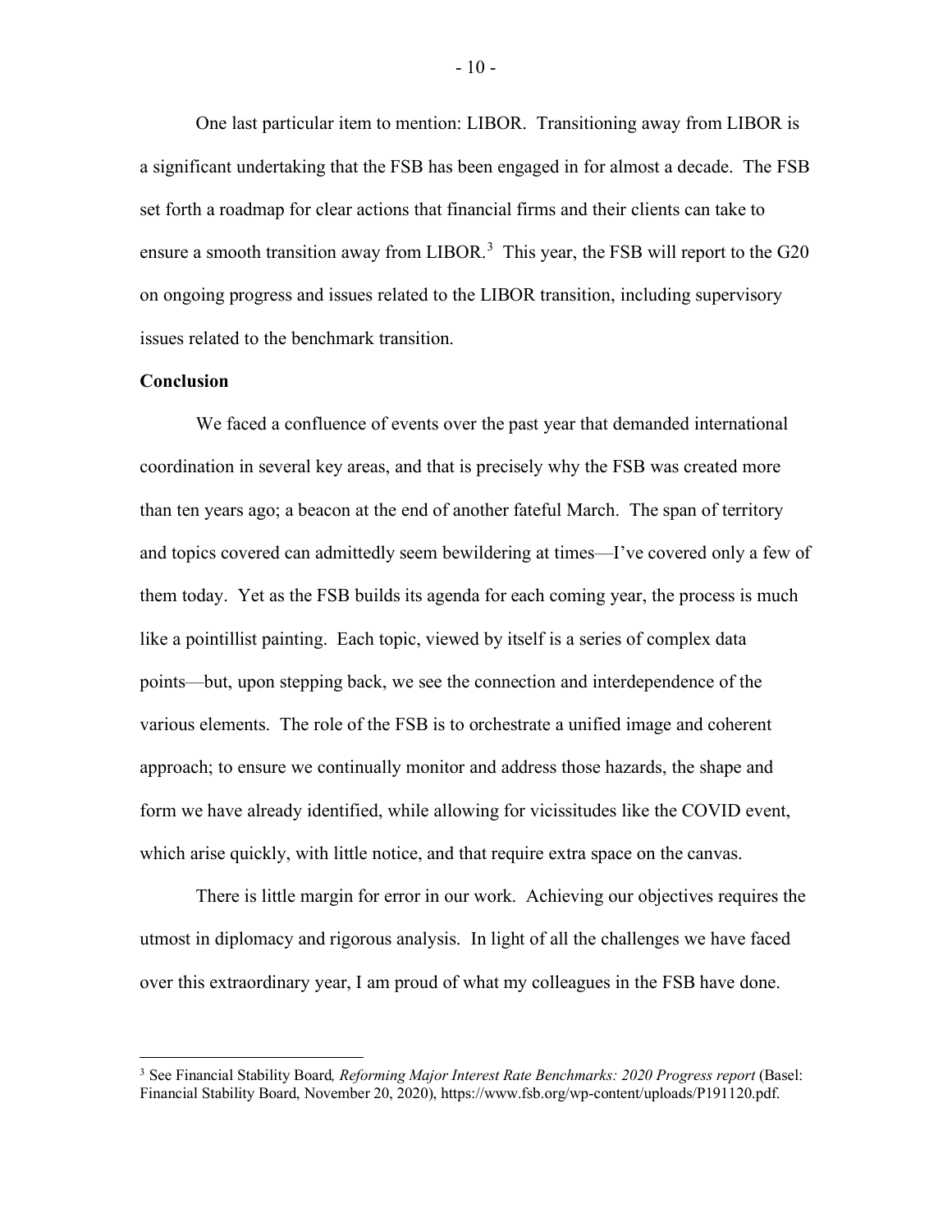One last particular item to mention: LIBOR. Transitioning away from LIBOR is a significant undertaking that the FSB has been engaged in for almost a decade. The FSB set forth a roadmap for clear actions that financial firms and their clients can take to ensure a smooth transition away from LIBOR.[3] This year, the FSB will report to the G20 on ongoing progress and issues related to the LIBOR transition, including supervisory issues related to the benchmark transition.

**Conclusion**

We faced a confluence of events over the past year that demanded international coordination in several key areas, and that is precisely why the FSB was created more than ten years ago; a beacon at the end of another fateful March. The span of territory and topics covered can admittedly seem bewildering at times—I've covered only a few of them today. Yet as the FSB builds its agenda for each coming year, the process is much like a pointillist painting. Each topic, viewed by itself is a series of complex data points—but, upon stepping back, we see the connection and interdependence of the various elements. The role of the FSB is to orchestrate a unified image and coherent approach; to ensure we continually monitor and address those hazards, the shape and form we have already identified, while allowing for vicissitudes like the COVID event, which arise quickly, with little notice, and that require extra space on the canvas.

There is little margin for error in our work. Achieving our objectives requires the utmost in diplomacy and rigorous analysis. In light of all the challenges we have faced over this extraordinary year, I am proud of what my colleagues in the FSB have done.

---

[3] See Financial Stability Board, *Reforming Major Interest Rate Benchmarks: 2020 Progress report* (Basel: Financial Stability Board, November 20, 2020), https://www.fsb.org/wp-content/uploads/P191120.pdf.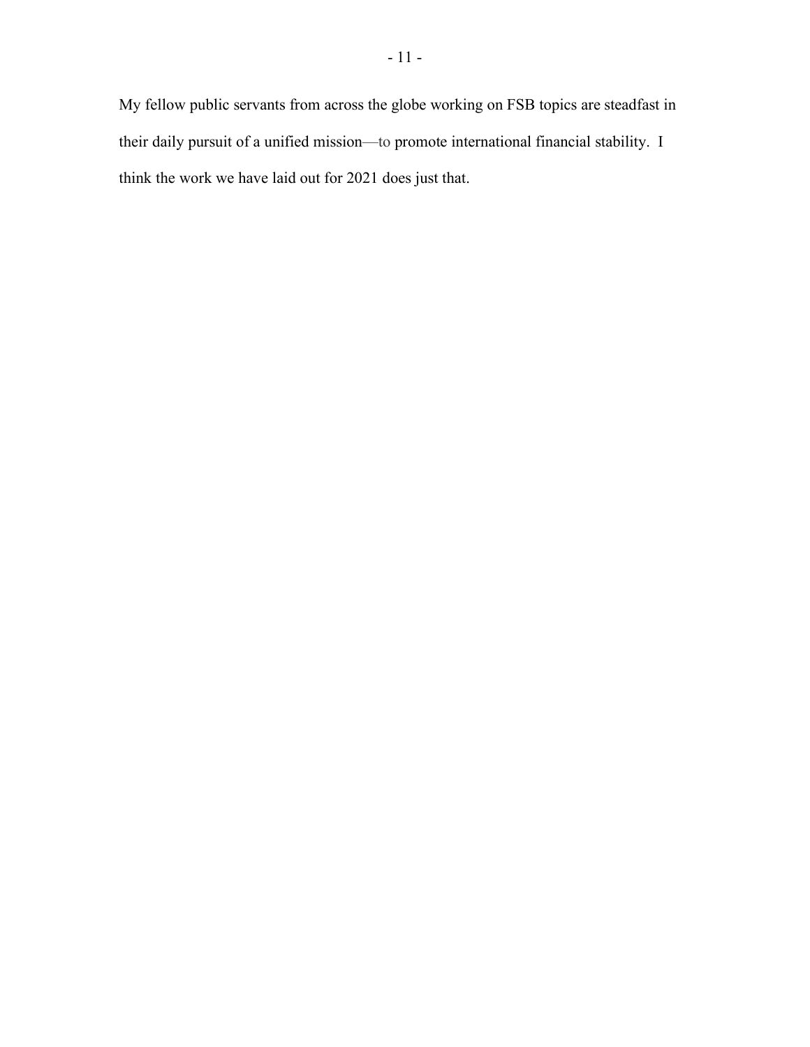My fellow public servants from across the globe working on FSB topics are steadfast in their daily pursuit of a unified mission—to promote international financial stability. I think the work we have laid out for 2021 does just that.